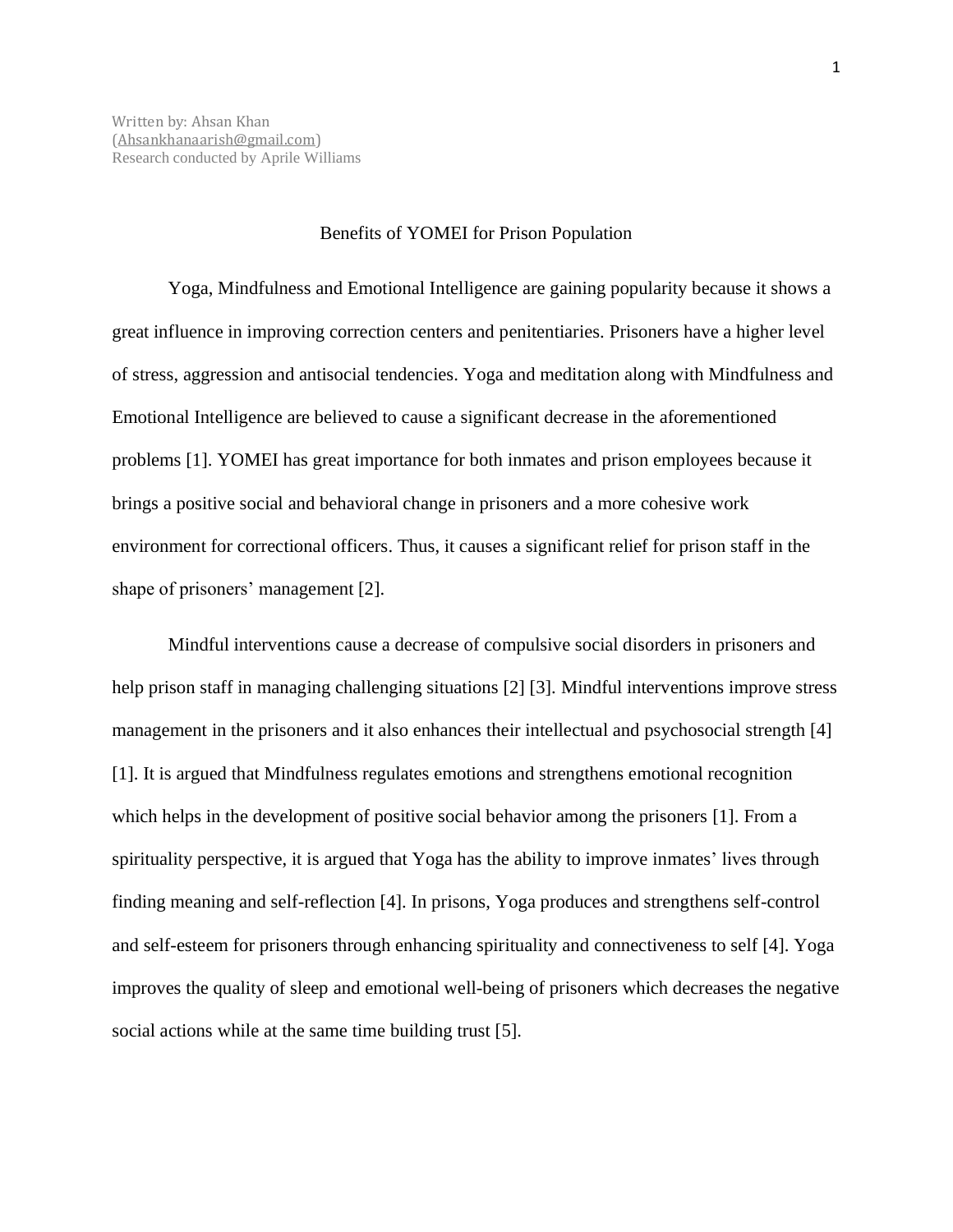Written by: Ahsan Khan
(Ahsankhanaarish@gmail.com)
Research conducted by Aprile Williams

# Benefits of YOMEI for Prison Population

Yoga, Mindfulness and Emotional Intelligence are gaining popularity because it shows a great influence in improving correction centers and penitentiaries. Prisoners have a higher level of stress, aggression and antisocial tendencies. Yoga and meditation along with Mindfulness and Emotional Intelligence are believed to cause a significant decrease in the aforementioned problems [1]. YOMEI has great importance for both inmates and prison employees because it brings a positive social and behavioral change in prisoners and a more cohesive work environment for correctional officers. Thus, it causes a significant relief for prison staff in the shape of prisoners' management [2].

Mindful interventions cause a decrease of compulsive social disorders in prisoners and help prison staff in managing challenging situations [2] [3]. Mindful interventions improve stress management in the prisoners and it also enhances their intellectual and psychosocial strength [4] [1]. It is argued that Mindfulness regulates emotions and strengthens emotional recognition which helps in the development of positive social behavior among the prisoners [1]. From a spirituality perspective, it is argued that Yoga has the ability to improve inmates' lives through finding meaning and self-reflection [4]. In prisons, Yoga produces and strengthens self-control and self-esteem for prisoners through enhancing spirituality and connectiveness to self [4]. Yoga improves the quality of sleep and emotional well-being of prisoners which decreases the negative social actions while at the same time building trust [5].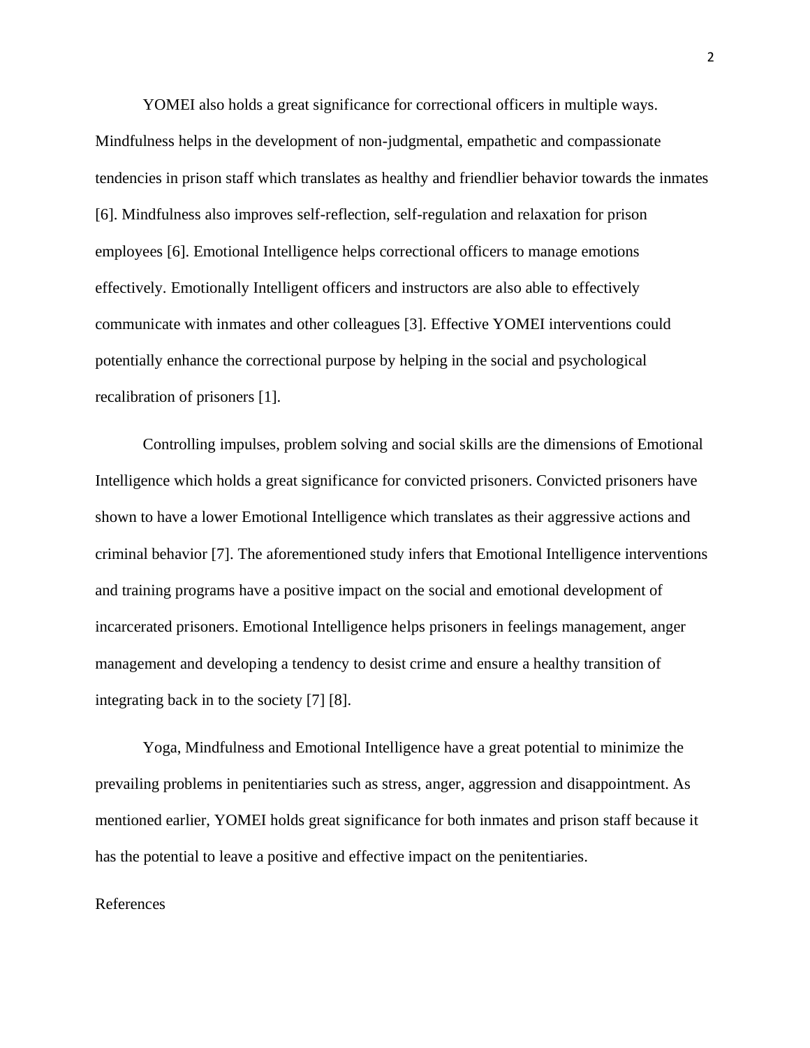YOMEI also holds a great significance for correctional officers in multiple ways. Mindfulness helps in the development of non-judgmental, empathetic and compassionate tendencies in prison staff which translates as healthy and friendlier behavior towards the inmates [6]. Mindfulness also improves self-reflection, self-regulation and relaxation for prison employees [6]. Emotional Intelligence helps correctional officers to manage emotions effectively. Emotionally Intelligent officers and instructors are also able to effectively communicate with inmates and other colleagues [3]. Effective YOMEI interventions could potentially enhance the correctional purpose by helping in the social and psychological recalibration of prisoners [1].

Controlling impulses, problem solving and social skills are the dimensions of Emotional Intelligence which holds a great significance for convicted prisoners. Convicted prisoners have shown to have a lower Emotional Intelligence which translates as their aggressive actions and criminal behavior [7]. The aforementioned study infers that Emotional Intelligence interventions and training programs have a positive impact on the social and emotional development of incarcerated prisoners. Emotional Intelligence helps prisoners in feelings management, anger management and developing a tendency to desist crime and ensure a healthy transition of integrating back in to the society [7] [8].

Yoga, Mindfulness and Emotional Intelligence have a great potential to minimize the prevailing problems in penitentiaries such as stress, anger, aggression and disappointment. As mentioned earlier, YOMEI holds great significance for both inmates and prison staff because it has the potential to leave a positive and effective impact on the penitentiaries.

References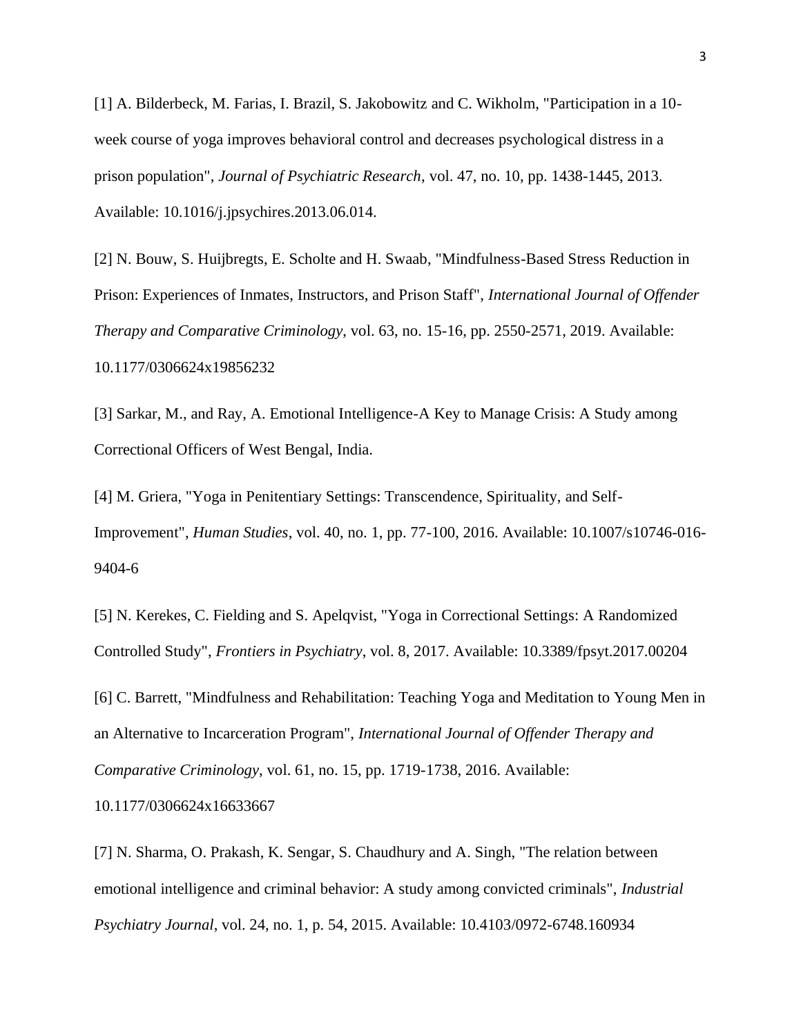[1] A. Bilderbeck, M. Farias, I. Brazil, S. Jakobowitz and C. Wikholm, "Participation in a 10-week course of yoga improves behavioral control and decreases psychological distress in a prison population", *Journal of Psychiatric Research*, vol. 47, no. 10, pp. 1438-1445, 2013. Available: 10.1016/j.jpsychires.2013.06.014.

[2] N. Bouw, S. Huijbregts, E. Scholte and H. Swaab, "Mindfulness-Based Stress Reduction in Prison: Experiences of Inmates, Instructors, and Prison Staff", *International Journal of Offender Therapy and Comparative Criminology*, vol. 63, no. 15-16, pp. 2550-2571, 2019. Available: 10.1177/0306624x19856232

[3] Sarkar, M., and Ray, A. Emotional Intelligence-A Key to Manage Crisis: A Study among Correctional Officers of West Bengal, India.

[4] M. Griera, "Yoga in Penitentiary Settings: Transcendence, Spirituality, and Self-Improvement", *Human Studies*, vol. 40, no. 1, pp. 77-100, 2016. Available: 10.1007/s10746-016-9404-6

[5] N. Kerekes, C. Fielding and S. Apelqvist, "Yoga in Correctional Settings: A Randomized Controlled Study", *Frontiers in Psychiatry*, vol. 8, 2017. Available: 10.3389/fpsyt.2017.00204

[6] C. Barrett, "Mindfulness and Rehabilitation: Teaching Yoga and Meditation to Young Men in an Alternative to Incarceration Program", *International Journal of Offender Therapy and Comparative Criminology*, vol. 61, no. 15, pp. 1719-1738, 2016. Available: 10.1177/0306624x16633667

[7] N. Sharma, O. Prakash, K. Sengar, S. Chaudhury and A. Singh, "The relation between emotional intelligence and criminal behavior: A study among convicted criminals", *Industrial Psychiatry Journal*, vol. 24, no. 1, p. 54, 2015. Available: 10.4103/0972-6748.160934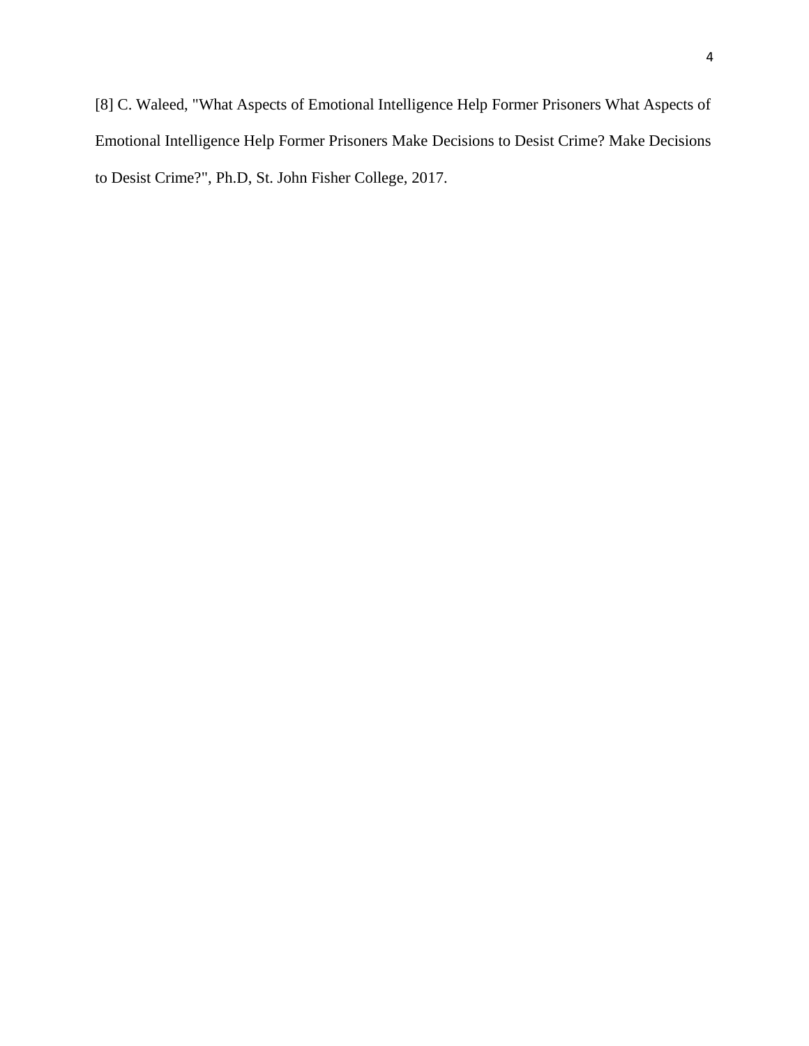[8] C. Waleed, "What Aspects of Emotional Intelligence Help Former Prisoners What Aspects of Emotional Intelligence Help Former Prisoners Make Decisions to Desist Crime? Make Decisions to Desist Crime?", Ph.D, St. John Fisher College, 2017.